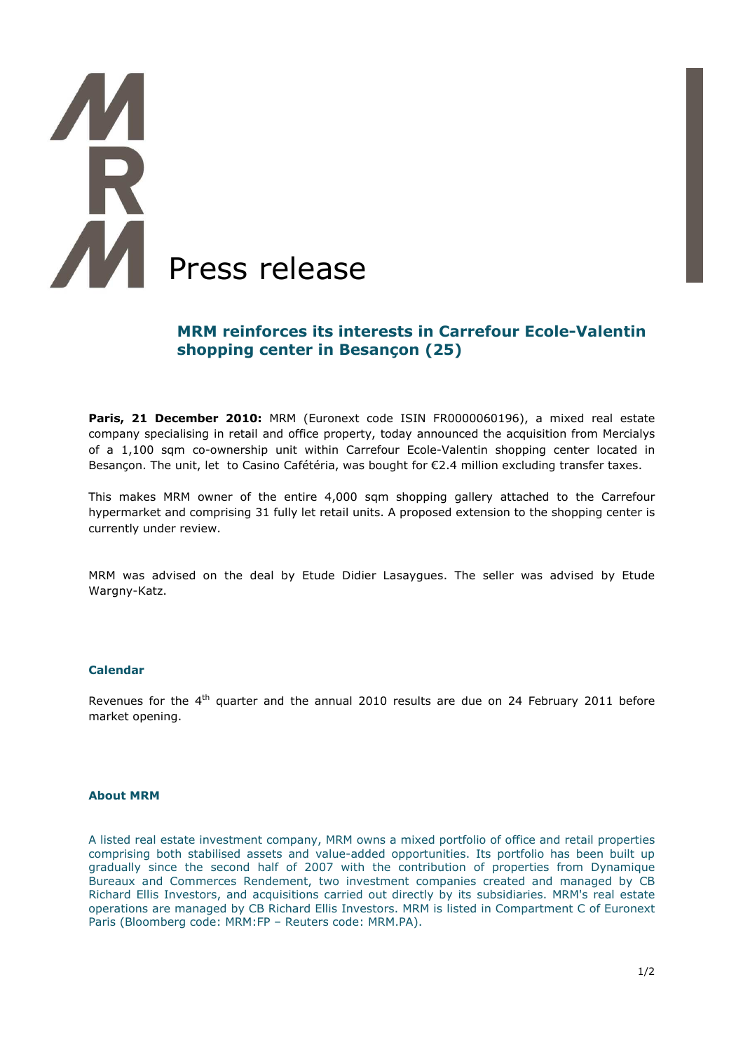# Press release

## MRM reinforces its interests in Carrefour Ecole-Valentin shopping center in Besançon (25)

**Paris, 21 December 2010:** MRM (Euronext code ISIN FR0000060196), a mixed real estate company specialising in retail and office property, today announced the acquisition from Mercialys of a 1,100 sqm co-ownership unit within Carrefour Ecole-Valentin shopping center located in Besançon. The unit, let to Casino Cafétéria, was bought for €2.4 million excluding transfer taxes.

This makes MRM owner of the entire 4,000 sqm shopping gallery attached to the Carrefour hypermarket and comprising 31 fully let retail units. A proposed extension to the shopping center is currently under review.

MRM was advised on the deal by Etude Didier Lasaygues. The seller was advised by Etude Wargny-Katz.

### Calendar

Revenues for the 4th quarter and the annual 2010 results are due on 24 February 2011 before market opening.

### About MRM

A listed real estate investment company, MRM owns a mixed portfolio of office and retail properties comprising both stabilised assets and value-added opportunities. Its portfolio has been built up gradually since the second half of 2007 with the contribution of properties from Dynamique Bureaux and Commerces Rendement, two investment companies created and managed by CB Richard Ellis Investors, and acquisitions carried out directly by its subsidiaries. MRM's real estate operations are managed by CB Richard Ellis Investors. MRM is listed in Compartment C of Euronext Paris (Bloomberg code: MRM:FP – Reuters code: MRM.PA).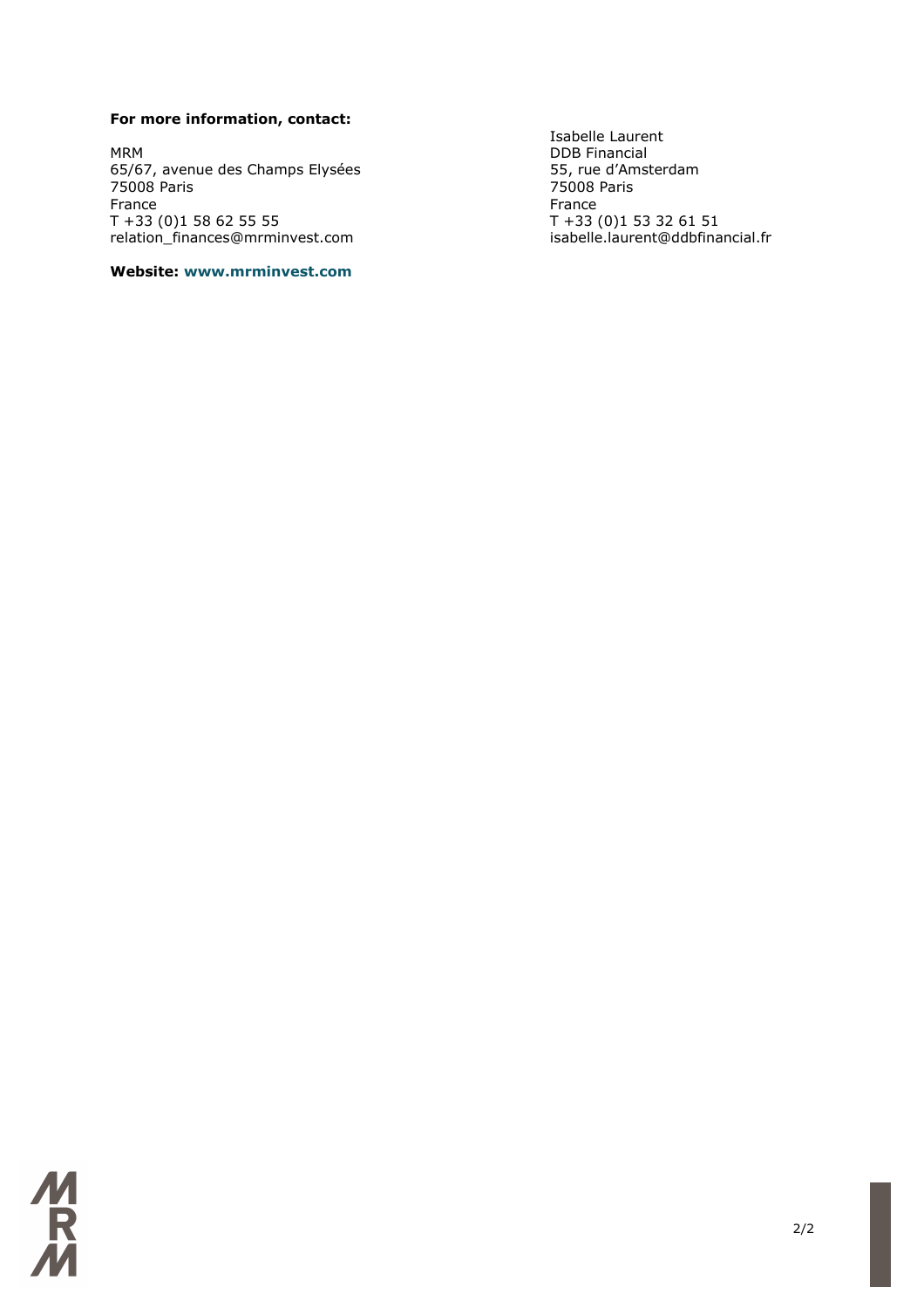**For more information, contact:**

MRM
65/67, avenue des Champs Elysées
75008 Paris
France
T +33 (0)1 58 62 55 55
relation_finances@mrminvest.com

Isabelle Laurent
DDB Financial
55, rue d'Amsterdam
75008 Paris
France
T +33 (0)1 53 32 61 51
isabelle.laurent@ddbfinancial.fr

**Website: www.mrminvest.com**